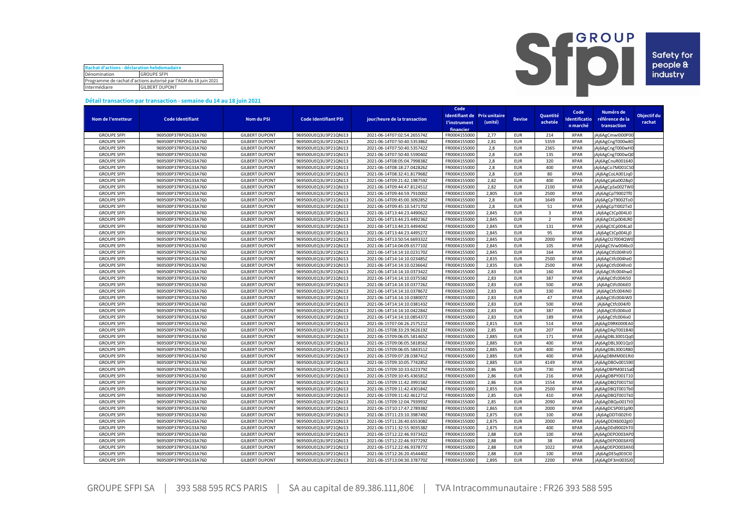| Rachat d'actions - déclaration hebdomadaire | |
|---|---|
| Dénomination | GROUPE SFPI |
| Programme de rachat d'actions autorisé par l'AGM du 18 juin 2021 | |
| Intermédiaire | GILBERT DUPONT |

### Détail transaction par transaction - semaine du 14 au 18 juin 2021

| Nom de l'emetteur | Code Identifiant | Nom du PSI | Code Identifiant PSI | jour/heure de la transaction | Code Identifiant de l'instrument financier | Prix unitaire (unité) | Devise | Quantité achetée | Code Identification marché | Numéro de référence de la transaction | Objectif du rachat |
|---|---|---|---|---|---|---|---|---|---|---|---|
| GROUPE SFPI | 969500P37RPOIG33A760 | GILBERT DUPONT | 969500UEQ3U3P21QNJ13 | 2021-06-14T07:02:54.265574Z | FR0004155000 | 2,77 | EUR | 214 | XPAR | jAj6AgCmwI000P00 | |
| GROUPE SFPI | 969500P37RPOIG33A760 | GILBERT DUPONT | 969500UEQ3U3P21QNJ13 | 2021-06-14T07:50:40.535386Z | FR0004155000 | 2,81 | EUR | 5359 | XPAR | jAj6AgCngT000w80 | |
| GROUPE SFPI | 969500P37RPOIG33A760 | GILBERT DUPONT | 969500UEQ3U3P21QNJ13 | 2021-06-14T07:50:40.535742Z | FR0004155000 | 2,8 | EUR | 2365 | XPAR | jAj6AgCngT000wH0 | |
| GROUPE SFPI | 969500P37RPOIG33A760 | GILBERT DUPONT | 969500UEQ3U3P21QNJ13 | 2021-06-14T07:50:40.559040Z | FR0004155000 | 2,8 | EUR | 135 | XPAR | jAj6AgCngT000wQ0 | |
| GROUPE SFPI | 969500P37RPOIG33A760 | GILBERT DUPONT | 969500UEQ3U3P21QNJ13 | 2021-06-14T08:05:04.799838Z | FR0004155000 | 2,8 | EUR | 320 | XPAR | jAj6AgCnuR001640 | |
| GROUPE SFPI | 969500P37RPOIG33A760 | GILBERT DUPONT | 969500UEQ3U3P21QNJ13 | 2021-06-14T08:18:27.042826Z | FR0004155000 | 2,8 | EUR | 400 | XPAR | jAj6AgCo7M001CS0 | |
| GROUPE SFPI | 969500P37RPOIG33A760 | GILBERT DUPONT | 969500UEQ3U3P21QNJ13 | 2021-06-14T08:32:41.817968Z | FR0004155000 | 2,8 | EUR | 80 | XPAR | jAj6AgCoLA001Jq0 | |
| GROUPE SFPI | 969500P37RPOIG33A760 | GILBERT DUPONT | 969500UEQ3U3P21QNJ13 | 2021-06-14T09:21:42.198759Z | FR0004155000 | 2,82 | EUR | 400 | XPAR | jAj6AgCp6a0028q0 | |
| GROUPE SFPI | 969500P37RPOIG33A760 | GILBERT DUPONT | 969500UEQ3U3P21QNJ13 | 2021-06-14T09:44:47.812451Z | FR0004155000 | 2,82 | EUR | 2100 | XPAR | jAj6AgCpSx002TW0 | |
| GROUPE SFPI | 969500P37RPOIG33A760 | GILBERT DUPONT | 969500UEQ3U3P21QNJ13 | 2021-06-14T09:44:59.791000Z | FR0004155000 | 2,805 | EUR | 2500 | XPAR | jAj6AgCpT9002Tf0 | |
| GROUPE SFPI | 969500P37RPOIG33A760 | GILBERT DUPONT | 969500UEQ3U3P21QNJ13 | 2021-06-14T09:45:00.309285Z | FR0004155000 | 2,8 | EUR | 1649 | XPAR | jAj6AgCpT9002To0 | |
| GROUPE SFPI | 969500P37RPOIG33A760 | GILBERT DUPONT | 969500UEQ3U3P21QNJ13 | 2021-06-14T09:45:10.547170Z | FR0004155000 | 2,8 | EUR | 51 | XPAR | jAj6AgCpTI002Tx0 | |
| GROUPE SFPI | 969500P37RPOIG33A760 | GILBERT DUPONT | 969500UEQ3U3P21QNJ13 | 2021-06-14T13:44:23.449062Z | FR0004155000 | 2,845 | EUR | 3 | XPAR | jAj6AgCtCp004LI0 | |
| GROUPE SFPI | 969500P37RPOIG33A760 | GILBERT DUPONT | 969500UEQ3U3P21QNJ13 | 2021-06-14T13:44:23.449236Z | FR0004155000 | 2,845 | EUR | 2 | XPAR | jAj6AgCtCp004LR0 | |
| GROUPE SFPI | 969500P37RPOIG33A760 | GILBERT DUPONT | 969500UEQ3U3P21QNJ13 | 2021-06-14T13:44:23.449404Z | FR0004155000 | 2,845 | EUR | 131 | XPAR | jAj6AgCtCp004La0 | |
| GROUPE SFPI | 969500P37RPOIG33A760 | GILBERT DUPONT | 969500UEQ3U3P21QNJ13 | 2021-06-14T13:44:23.449527Z | FR0004155000 | 2,845 | EUR | 95 | XPAR | jAj6AgCtCp004Lj0 | |
| GROUPE SFPI | 969500P37RPOIG33A760 | GILBERT DUPONT | 969500UEQ3U3P21QNJ13 | 2021-06-14T13:50:54.669332Z | FR0004155000 | 2,845 | EUR | 2000 | XPAR | jAj6AgCtJ7004QW0 | |
| GROUPE SFPI | 969500P37RPOIG33A760 | GILBERT DUPONT | 969500UEQ3U3P21QNJ13 | 2021-06-14T14:04:09.657710Z | FR0004155000 | 2,845 | EUR | 105 | XPAR | jAj6AgCtVw004bc0 | |
| GROUPE SFPI | 969500P37RPOIG33A760 | GILBERT DUPONT | 969500UEQ3U3P21QNJ13 | 2021-06-14T14:10:10.023170Z | FR0004155000 | 2,845 | EUR | 164 | XPAR | jAj6AgCtfc004hV0 | |
| GROUPE SFPI | 969500P37RPOIG33A760 | GILBERT DUPONT | 969500UEQ3U3P21QNJ13 | 2021-06-14T14:10:10.023485Z | FR0004155000 | 2,835 | EUR | 2500 | XPAR | jAj6AgCtfc004he0 | |
| GROUPE SFPI | 969500P37RPOIG33A760 | GILBERT DUPONT | 969500UEQ3U3P21QNJ13 | 2021-06-14T14:10:10.023664Z | FR0004155000 | 2,835 | EUR | 2500 | XPAR | jAj6AgCtfc004hn0 | |
| GROUPE SFPI | 969500P37RPOIG33A760 | GILBERT DUPONT | 969500UEQ3U3P21QNJ13 | 2021-06-14T14:10:10.037342Z | FR0004155000 | 2,83 | EUR | 160 | XPAR | jAj6AgCtfc004hw0 | |
| GROUPE SFPI | 969500P37RPOIG33A760 | GILBERT DUPONT | 969500UEQ3U3P21QNJ13 | 2021-06-14T14:10:10.037558Z | FR0004155000 | 2,83 | EUR | 387 | XPAR | jAj6AgCtfc004i50 | |
| GROUPE SFPI | 969500P37RPOIG33A760 | GILBERT DUPONT | 969500UEQ3U3P21QNJ13 | 2021-06-14T14:10:10.037726Z | FR0004155000 | 2,83 | EUR | 500 | XPAR | jAj6AgCtfc004iE0 | |
| GROUPE SFPI | 969500P37RPOIG33A760 | GILBERT DUPONT | 969500UEQ3U3P21QNJ13 | 2021-06-14T14:10:10.037867Z | FR0004155000 | 2,83 | EUR | 330 | XPAR | jAj6AgCtfc004iN0 | |
| GROUPE SFPI | 969500P37RPOIG33A760 | GILBERT DUPONT | 969500UEQ3U3P21QNJ13 | 2021-06-14T14:10:10.038007Z | FR0004155000 | 2,83 | EUR | 47 | XPAR | jAj6AgCtfc004iW0 | |
| GROUPE SFPI | 969500P37RPOIG33A760 | GILBERT DUPONT | 969500UEQ3U3P21QNJ13 | 2021-06-14T14:10:10.038143Z | FR0004155000 | 2,83 | EUR | 500 | XPAR | jAj6AgCtfc004if0 | |
| GROUPE SFPI | 969500P37RPOIG33A760 | GILBERT DUPONT | 969500UEQ3U3P21QNJ13 | 2021-06-14T14:10:10.042284Z | FR0004155000 | 2,83 | EUR | 387 | XPAR | jAj6AgCtfc004io0 | |
| GROUPE SFPI | 969500P37RPOIG33A760 | GILBERT DUPONT | 969500UEQ3U3P21QNJ13 | 2021-06-14T14:10:10.085437Z | FR0004155000 | 2,83 | EUR | 189 | XPAR | jAj6AgCtfc004ix0 | |
| GROUPE SFPI | 969500P37RPOIG33A760 | GILBERT DUPONT | 969500UEQ3U3P21QNJ13 | 2021-06-15T07:04:26.257521Z | FR0004155000 | 2,815 | EUR | 514 | XPAR | jAj6AgD9RK000EA0 | |
| GROUPE SFPI | 969500P37RPOIG33A760 | GILBERT DUPONT | 969500UEQ3U3P21QNJ13 | 2021-06-15T08:33:29.962619Z | FR0004155000 | 2,85 | EUR | 207 | XPAR | jAj6AgDApT001B40 | |
| GROUPE SFPI | 969500P37RPOIG33A760 | GILBERT DUPONT | 969500UEQ3U3P21QNJ13 | 2021-06-15T09:06:05.581465Z | FR0004155000 | 2,885 | EUR | 171 | XPAR | jAj6AgDBL3001Qq0 | |
| GROUPE SFPI | 969500P37RPOIG33A760 | GILBERT DUPONT | 969500UEQ3U3P21QNJ13 | 2021-06-15T09:06:05.581856Z | FR0004155000 | 2,885 | EUR | 400 | XPAR | jAj6AgDBL3001Qz0 | |
| GROUPE SFPI | 969500P37RPOIG33A760 | GILBERT DUPONT | 969500UEQ3U3P21QNJ13 | 2021-06-15T09:06:05.584351Z | FR0004155000 | 2,885 | EUR | 400 | XPAR | jAj6AgDBL3001R80 | |
| GROUPE SFPI | 969500P37RPOIG33A760 | GILBERT DUPONT | 969500UEQ3U3P21QNJ13 | 2021-06-15T09:07:28.038741Z | FR0004155000 | 2,885 | EUR | 400 | XPAR | jAj6AgDBMM001Ri0 | |
| GROUPE SFPI | 969500P37RPOIG33A760 | GILBERT DUPONT | 969500UEQ3U3P21QNJ13 | 2021-06-15T09:10:05.774285Z | FR0004155000 | 2,885 | EUR | 4149 | XPAR | jAj6AgDBOv001S90 | |
| GROUPE SFPI | 969500P37RPOIG33A760 | GILBERT DUPONT | 969500UEQ3U3P21QNJ13 | 2021-06-15T09:10:33.622379Z | FR0004155000 | 2,86 | EUR | 730 | XPAR | jAj6AgDBPM001Sa0 | |
| GROUPE SFPI | 969500P37RPOIG33A760 | GILBERT DUPONT | 969500UEQ3U3P21QNJ13 | 2021-06-15T09:10:45.436581Z | FR0004155000 | 2,86 | EUR | 216 | XPAR | jAj6AgDBPY001T10 | |
| GROUPE SFPI | 969500P37RPOIG33A760 | GILBERT DUPONT | 969500UEQ3U3P21QNJ13 | 2021-06-15T09:11:42.399158Z | FR0004155000 | 2,86 | EUR | 1554 | XPAR | jAj6AgDBQT001TS0 | |
| GROUPE SFPI | 969500P37RPOIG33A760 | GILBERT DUPONT | 969500UEQ3U3P21QNJ13 | 2021-06-15T09:11:42.430184Z | FR0004155000 | 2,855 | EUR | 2500 | XPAR | jAj6AgDBQT001Tb0 | |
| GROUPE SFPI | 969500P37RPOIG33A760 | GILBERT DUPONT | 969500UEQ3U3P21QNJ13 | 2021-06-15T09:11:42.461271Z | FR0004155000 | 2,85 | EUR | 410 | XPAR | jAj6AgDBQT001Tk0 | |
| GROUPE SFPI | 969500P37RPOIG33A760 | GILBERT DUPONT | 969500UEQ3U3P21QNJ13 | 2021-06-15T09:12:04.793993Z | FR0004155000 | 2,85 | EUR | 2090 | XPAR | jAj6AgDBQo001Tt0 | |
| GROUPE SFPI | 969500P37RPOIG33A760 | GILBERT DUPONT | 969500UEQ3U3P21QNJ13 | 2021-06-15T10:17:47.278938Z | FR0004155000 | 2,865 | EUR | 2000 | XPAR | jAj6AgDCSP001p90 | |
| GROUPE SFPI | 969500P37RPOIG33A760 | GILBERT DUPONT | 969500UEQ3U3P21QNJ13 | 2021-06-15T11:23:10.398749Z | FR0004155000 | 2,875 | EUR | 100 | XPAR | jAj6AgDDTi002fr0 | |
| GROUPE SFPI | 969500P37RPOIG33A760 | GILBERT DUPONT | 969500UEQ3U3P21QNJ13 | 2021-06-15T11:26:40.655308Z | FR0004155000 | 2,875 | EUR | 2000 | XPAR | jAj6AgDDX6002gt0 | |
| GROUPE SFPI | 969500P37RPOIG33A760 | GILBERT DUPONT | 969500UEQ3U3P21QNJ13 | 2021-06-15T11:32:55.903538Z | FR0004155000 | 2,875 | EUR | 400 | XPAR | jAj6AgDDd9002hT0 | |
| GROUPE SFPI | 969500P37RPOIG33A760 | GILBERT DUPONT | 969500UEQ3U3P21QNJ13 | 2021-06-15T12:22:46.937342Z | FR0004155000 | 2,88 | EUR | 100 | XPAR | jAj6AgDEPO003AP0 | |
| GROUPE SFPI | 969500P37RPOIG33A760 | GILBERT DUPONT | 969500UEQ3U3P21QNJ13 | 2021-06-15T12:22:46.937729Z | FR0004155000 | 2,88 | EUR | 38 | XPAR | jAj6AgDEPO003AY0 | |
| GROUPE SFPI | 969500P37RPOIG33A760 | GILBERT DUPONT | 969500UEQ3U3P21QNJ13 | 2021-06-15T12:22:46.937877Z | FR0004155000 | 2,88 | EUR | 1022 | XPAR | jAj6AgDEPO003Ah0 | |
| GROUPE SFPI | 969500P37RPOIG33A760 | GILBERT DUPONT | 969500UEQ3U3P21QNJ13 | 2021-06-15T12:26:20.454440Z | FR0004155000 | 2,88 | EUR | 100 | XPAR | jAj6AgDESq003Cl0 | |
| GROUPE SFPI | 969500P37RPOIG33A760 | GILBERT DUPONT | 969500UEQ3U3P21QNJ13 | 2021-06-15T13:04:30.378770Z | FR0004155000 | 2,895 | EUR | 2200 | XPAR | jAj6AgDF3m003SJ0 | |

GROUPE SFPI SA | 393 588 595 RCS PARIS | SA au capital de 89.386.111,80€ | TVA Intracommunautaire : FR26 393 588 595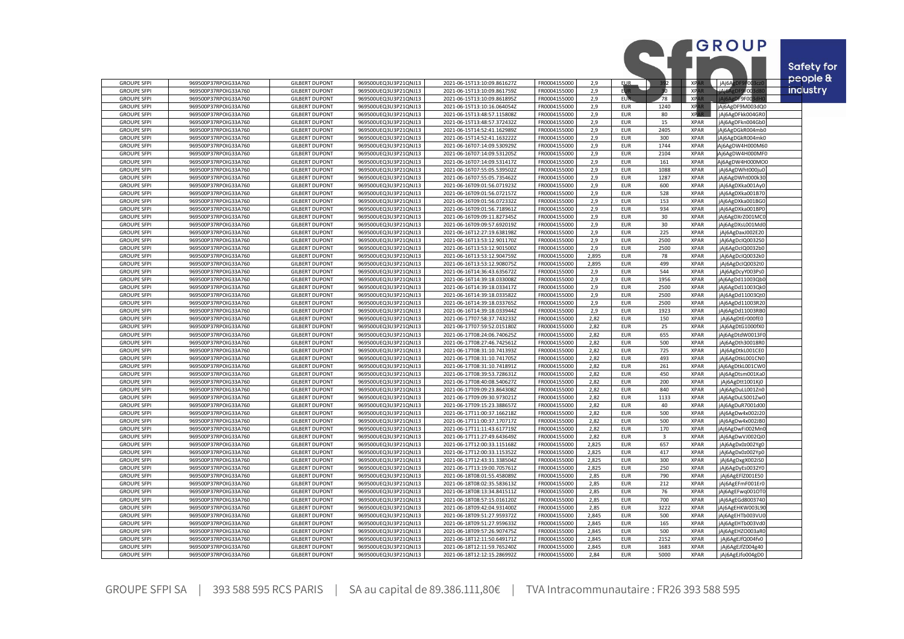| | | | | | | | | | | |
|---|---|---|---|---|---|---|---|---|---|---|
| GROUPE SFPI | 969500P37RPOIG33A760 | GILBERT DUPONT | 969500UEQ3U3P21QNJ13 | 2021-06-15T13:10:09.861627Z | FR0004155000 | 2,9 | EUR | 392 | XPAR | jAj6AgDF9F003cz0 |
| GROUPE SFPI | 969500P37RPOIG33A760 | GILBERT DUPONT | 969500UEQ3U3P21QNJ13 | 2021-06-15T13:10:09.861759Z | FR0004155000 | 2,9 | EUR | 30 | XPAR | jAj6AgDF9F003d80 |
| GROUPE SFPI | 969500P37RPOIG33A760 | GILBERT DUPONT | 969500UEQ3U3P21QNJ13 | 2021-06-15T13:10:09.861895Z | FR0004155000 | 2,9 | EUR | 78 | XPAR | jAj6AgDF9F003dH0 |
| GROUPE SFPI | 969500P37RPOIG33A760 | GILBERT DUPONT | 969500UEQ3U3P21QNJ13 | 2021-06-15T13:10:16.064054Z | FR0004155000 | 2,9 | EUR | 1240 | XPAR | jAj6AgDF9M003dQ0 |
| GROUPE SFPI | 969500P37RPOIG33A760 | GILBERT DUPONT | 969500UEQ3U3P21QNJ13 | 2021-06-15T13:48:57.115808Z | FR0004155000 | 2,9 | EUR | 80 | XPAR | jAj6AgDFkk004GR0 |
| GROUPE SFPI | 969500P37RPOIG33A760 | GILBERT DUPONT | 969500UEQ3U3P21QNJ13 | 2021-06-15T13:48:57.372432Z | FR0004155000 | 2,9 | EUR | 15 | XPAR | jAj6AgDFkn004Gb0 |
| GROUPE SFPI | 969500P37RPOIG33A760 | GILBERT DUPONT | 969500UEQ3U3P21QNJ13 | 2021-06-15T14:52:41.162989Z | FR0004155000 | 2,9 | EUR | 2405 | XPAR | jAj6AgDGkR004mb0 |
| GROUPE SFPI | 969500P37RPOIG33A760 | GILBERT DUPONT | 969500UEQ3U3P21QNJ13 | 2021-06-15T14:52:41.163222Z | FR0004155000 | 2,9 | EUR | 300 | XPAR | jAj6AgDGkR004mk0 |
| GROUPE SFPI | 969500P37RPOIG33A760 | GILBERT DUPONT | 969500UEQ3U3P21QNJ13 | 2021-06-16T07:14:09.530929Z | FR0004155000 | 2,9 | EUR | 1744 | XPAR | Aj6AgDW4H000M60 |
| GROUPE SFPI | 969500P37RPOIG33A760 | GILBERT DUPONT | 969500UEQ3U3P21QNJ13 | 2021-06-16T07:14:09.531205Z | FR0004155000 | 2,9 | EUR | 2104 | XPAR | jAj6AgDW4H000MF0 |
| GROUPE SFPI | 969500P37RPOIG33A760 | GILBERT DUPONT | 969500UEQ3U3P21QNJ13 | 2021-06-16T07:14:09.531417Z | FR0004155000 | 2,9 | EUR | 161 | XPAR | Aj6AgDW4H000MO0 |
| GROUPE SFPI | 969500P37RPOIG33A760 | GILBERT DUPONT | 969500UEQ3U3P21QNJ13 | 2021-06-16T07:55:05.539502Z | FR0004155000 | 2,9 | EUR | 1088 | XPAR | jAj6AgDWht000ju0 |
| GROUPE SFPI | 969500P37RPOIG33A760 | GILBERT DUPONT | 969500UEQ3U3P21QNJ13 | 2021-06-16T07:55:05.735462Z | FR0004155000 | 2,9 | EUR | 1287 | XPAR | jAj6AgDWht000k30 |
| GROUPE SFPI | 969500P37RPOIG33A760 | GILBERT DUPONT | 969500UEQ3U3P21QNJ13 | 2021-06-16T09:01:56.071923Z | FR0004155000 | 2,9 | EUR | 600 | XPAR | jAj6AgDXka001Ay0 |
| GROUPE SFPI | 969500P37RPOIG33A760 | GILBERT DUPONT | 969500UEQ3U3P21QNJ13 | 2021-06-16T09:01:56.072157Z | FR0004155000 | 2,9 | EUR | 528 | XPAR | jAj6AgDXka001B70 |
| GROUPE SFPI | 969500P37RPOIG33A760 | GILBERT DUPONT | 969500UEQ3U3P21QNJ13 | 2021-06-16T09:01:56.072332Z | FR0004155000 | 2,9 | EUR | 153 | XPAR | jAj6AgDXka001BG0 |
| GROUPE SFPI | 969500P37RPOIG33A760 | GILBERT DUPONT | 969500UEQ3U3P21QNJ13 | 2021-06-16T09:01:56.718961Z | FR0004155000 | 2,9 | EUR | 934 | XPAR | jAj6AgDXka001BP0 |
| GROUPE SFPI | 969500P37RPOIG33A760 | GILBERT DUPONT | 969500UEQ3U3P21QNJ13 | 2021-06-16T09:09:11.827345Z | FR0004155000 | 2,9 | EUR | 30 | XPAR | jAj6AgDXrZ001MC0 |
| GROUPE SFPI | 969500P37RPOIG33A760 | GILBERT DUPONT | 969500UEQ3U3P21QNJ13 | 2021-06-16T09:09:57.692019Z | FR0004155000 | 2,9 | EUR | 30 | XPAR | jAj6AgDXsL001Md0 |
| GROUPE SFPI | 969500P37RPOIG33A760 | GILBERT DUPONT | 969500UEQ3U3P21QNJ13 | 2021-06-16T12:27:19.638198Z | FR0004155000 | 2,9 | EUR | 225 | XPAR | jAj6AgDaxJ002E20 |
| GROUPE SFPI | 969500P37RPOIG33A760 | GILBERT DUPONT | 969500UEQ3U3P21QNJ13 | 2021-06-16T13:53:12.901170Z | FR0004155000 | 2,9 | EUR | 2500 | XPAR | jAj6AgDcIQ0032S0 |
| GROUPE SFPI | 969500P37RPOIG33A760 | GILBERT DUPONT | 969500UEQ3U3P21QNJ13 | 2021-06-16T13:53:12.901500Z | FR0004155000 | 2,9 | EUR | 2500 | XPAR | jAj6AgDcIQ0032b0 |
| GROUPE SFPI | 969500P37RPOIG33A760 | GILBERT DUPONT | 969500UEQ3U3P21QNJ13 | 2021-06-16T13:53:12.904759Z | FR0004155000 | 2,895 | EUR | 78 | XPAR | jAj6AgDcIQ0032k0 |
| GROUPE SFPI | 969500P37RPOIG33A760 | GILBERT DUPONT | 969500UEQ3U3P21QNJ13 | 2021-06-16T13:53:12.908075Z | FR0004155000 | 2,895 | EUR | 499 | XPAR | jAj6AgDcIQ0032t0 |
| GROUPE SFPI | 969500P37RPOIG33A760 | GILBERT DUPONT | 969500UEQ3U3P21QNJ13 | 2021-06-16T14:36:43.635672Z | FR0004155000 | 2,9 | EUR | 544 | XPAR | jAj6AgDcyY003Ps0 |
| GROUPE SFPI | 969500P37RPOIG33A760 | GILBERT DUPONT | 969500UEQ3U3P21QNJ13 | 2021-06-16T14:39:18.033008Z | FR0004155000 | 2,9 | EUR | 1956 | XPAR | jAj6AgDd11003Qb0 |
| GROUPE SFPI | 969500P37RPOIG33A760 | GILBERT DUPONT | 969500UEQ3U3P21QNJ13 | 2021-06-16T14:39:18.033417Z | FR0004155000 | 2,9 | EUR | 2500 | XPAR | jAj6AgDd11003Qk0 |
| GROUPE SFPI | 969500P37RPOIG33A760 | GILBERT DUPONT | 969500UEQ3U3P21QNJ13 | 2021-06-16T14:39:18.033582Z | FR0004155000 | 2,9 | EUR | 2500 | XPAR | jAj6AgDd11003Qt0 |
| GROUPE SFPI | 969500P37RPOIG33A760 | GILBERT DUPONT | 969500UEQ3U3P21QNJ13 | 2021-06-16T14:39:18.033765Z | FR0004155000 | 2,9 | EUR | 2500 | XPAR | jAj6AgDd11003R20 |
| GROUPE SFPI | 969500P37RPOIG33A760 | GILBERT DUPONT | 969500UEQ3U3P21QNJ13 | 2021-06-16T14:39:18.033944Z | FR0004155000 | 2,9 | EUR | 1923 | XPAR | jAj6AgDd11003RB0 |
| GROUPE SFPI | 969500P37RPOIG33A760 | GILBERT DUPONT | 969500UEQ3U3P21QNJ13 | 2021-06-17T07:58:37.743233Z | FR0004155000 | 2,82 | EUR | 150 | XPAR | jAj6AgDtEr000fE0 |
| GROUPE SFPI | 969500P37RPOIG33A760 | GILBERT DUPONT | 969500UEQ3U3P21QNJ13 | 2021-06-17T07:59:52.015180Z | FR0004155000 | 2,82 | EUR | 25 | XPAR | jAj6AgDtG1000fX0 |
| GROUPE SFPI | 969500P37RPOIG33A760 | GILBERT DUPONT | 969500UEQ3U3P21QNJ13 | 2021-06-17T08:24:06.740625Z | FR0004155000 | 2,82 | EUR | 655 | XPAR | jAj6AgDtdW0013F0 |
| GROUPE SFPI | 969500P37RPOIG33A760 | GILBERT DUPONT | 969500UEQ3U3P21QNJ13 | 2021-06-17T08:27:46.742561Z | FR0004155000 | 2,82 | EUR | 500 | XPAR | jAj6AgDth30018R0 |
| GROUPE SFPI | 969500P37RPOIG33A760 | GILBERT DUPONT | 969500UEQ3U3P21QNJ13 | 2021-06-17T08:31:10.741393Z | FR0004155000 | 2,82 | EUR | 725 | XPAR | jAj6AgDtkL001CE0 |
| GROUPE SFPI | 969500P37RPOIG33A760 | GILBERT DUPONT | 969500UEQ3U3P21QNJ13 | 2021-06-17T08:31:10.741705Z | FR0004155000 | 2,82 | EUR | 493 | XPAR | jAj6AgDtkL001CN0 |
| GROUPE SFPI | 969500P37RPOIG33A760 | GILBERT DUPONT | 969500UEQ3U3P21QNJ13 | 2021-06-17T08:31:10.741891Z | FR0004155000 | 2,82 | EUR | 261 | XPAR | jAj6AgDtkL001CW0 |
| GROUPE SFPI | 969500P37RPOIG33A760 | GILBERT DUPONT | 969500UEQ3U3P21QNJ13 | 2021-06-17T08:39:53.728631Z | FR0004155000 | 2,82 | EUR | 450 | XPAR | jAj6AgDtsm001Ka0 |
| GROUPE SFPI | 969500P37RPOIG33A760 | GILBERT DUPONT | 969500UEQ3U3P21QNJ13 | 2021-06-17T08:40:08.540627Z | FR0004155000 | 2,82 | EUR | 200 | XPAR | jAj6AgDtt1001Kj0 |
| GROUPE SFPI | 969500P37RPOIG33A760 | GILBERT DUPONT | 969500UEQ3U3P21QNJ13 | 2021-06-17T09:09:23.864308Z | FR0004155000 | 2,82 | EUR | 840 | XPAR | jAj6AgDuLL001Zn0 |
| GROUPE SFPI | 969500P37RPOIG33A760 | GILBERT DUPONT | 969500UEQ3U3P21QNJ13 | 2021-06-17T09:09:30.973021Z | FR0004155000 | 2,82 | EUR | 1133 | XPAR | jAj6AgDuLS001Zw0 |
| GROUPE SFPI | 969500P37RPOIG33A760 | GILBERT DUPONT | 969500UEQ3U3P21QNJ13 | 2021-06-17T09:15:23.388657Z | FR0004155000 | 2,82 | EUR | 40 | XPAR | jAj6AgDuR7001d00 |
| GROUPE SFPI | 969500P37RPOIG33A760 | GILBERT DUPONT | 969500UEQ3U3P21QNJ13 | 2021-06-17T11:00:37.166218Z | FR0004155000 | 2,82 | EUR | 500 | XPAR | jAj6AgDw4x002J20 |
| GROUPE SFPI | 969500P37RPOIG33A760 | GILBERT DUPONT | 969500UEQ3U3P21QNJ13 | 2021-06-17T11:00:37.170717Z | FR0004155000 | 2,82 | EUR | 500 | XPAR | jAj6AgDw4x002JB0 |
| GROUPE SFPI | 969500P37RPOIG33A760 | GILBERT DUPONT | 969500UEQ3U3P21QNJ13 | 2021-06-17T11:11:43.617719Z | FR0004155000 | 2,82 | EUR | 170 | XPAR | jAj6AgDwFi002Mn0 |
| GROUPE SFPI | 969500P37RPOIG33A760 | GILBERT DUPONT | 969500UEQ3U3P21QNJ13 | 2021-06-17T11:27:49.643649Z | FR0004155000 | 2,82 | EUR | 3 | XPAR | jAj6AgDwVJ002Qi0 |
| GROUPE SFPI | 969500P37RPOIG33A760 | GILBERT DUPONT | 969500UEQ3U3P21QNJ13 | 2021-06-17T12:00:33.115168Z | FR0004155000 | 2,825 | EUR | 657 | XPAR | jAj6AgDx0z002Yg0 |
| GROUPE SFPI | 969500P37RPOIG33A760 | GILBERT DUPONT | 969500UEQ3U3P21QNJ13 | 2021-06-17T12:00:33.115352Z | FR0004155000 | 2,825 | EUR | 417 | XPAR | jAj6AgDx0z002Yp0 |
| GROUPE SFPI | 969500P37RPOIG33A760 | GILBERT DUPONT | 969500UEQ3U3P21QNJ13 | 2021-06-17T12:43:31.338504Z | FR0004155000 | 2,825 | EUR | 300 | XPAR | jAj6AgDxgX002iS0 |
| GROUPE SFPI | 969500P37RPOIG33A760 | GILBERT DUPONT | 969500UEQ3U3P21QNJ13 | 2021-06-17T13:19:00.705761Z | FR0004155000 | 2,825 | EUR | 250 | XPAR | jAj6AgDyEs0032Y0 |
| GROUPE SFPI | 969500P37RPOIG33A760 | GILBERT DUPONT | 969500UEQ3U3P21QNJ13 | 2021-06-18T08:01:55.458089Z | FR0004155000 | 2,85 | EUR | 790 | XPAR | jAj6AgEFlZ001E50 |
| GROUPE SFPI | 969500P37RPOIG33A760 | GILBERT DUPONT | 969500UEQ3U3P21QNJ13 | 2021-06-18T08:02:35.583613Z | FR0004155000 | 2,85 | EUR | 212 | XPAR | jAj6AgEFmF001Er0 |
| GROUPE SFPI | 969500P37RPOIG33A760 | GILBERT DUPONT | 969500UEQ3U3P21QNJ13 | 2021-06-18T08:13:34.841511Z | FR0004155000 | 2,85 | EUR | 76 | XPAR | jAj6AgEFwq001OT0 |
| GROUPE SFPI | 969500P37RPOIG33A760 | GILBERT DUPONT | 969500UEQ3U3P21QNJ13 | 2021-06-18T08:57:15.016120Z | FR0004155000 | 2,85 | EUR | 700 | XPAR | jAj6AgEGd8003740 |
| GROUPE SFPI | 969500P37RPOIG33A760 | GILBERT DUPONT | 969500UEQ3U3P21QNJ13 | 2021-06-18T09:42:04.931400Z | FR0004155000 | 2,85 | EUR | 3222 | XPAR | jAj6AgEHKW003L90 |
| GROUPE SFPI | 969500P37RPOIG33A760 | GILBERT DUPONT | 969500UEQ3U3P21QNJ13 | 2021-06-18T09:51:27.959372Z | FR0004155000 | 2,845 | EUR | 500 | XPAR | jAj6AgEHTb003VU0 |
| GROUPE SFPI | 969500P37RPOIG33A760 | GILBERT DUPONT | 969500UEQ3U3P21QNJ13 | 2021-06-18T09:51:27.959633Z | FR0004155000 | 2,845 | EUR | 165 | XPAR | jAj6AgEHTb003Vd0 |
| GROUPE SFPI | 969500P37RPOIG33A760 | GILBERT DUPONT | 969500UEQ3U3P21QNJ13 | 2021-06-18T09:57:26.907475Z | FR0004155000 | 2,845 | EUR | 500 | XPAR | jAj6AgEHZO003aR0 |
| GROUPE SFPI | 969500P37RPOIG33A760 | GILBERT DUPONT | 969500UEQ3U3P21QNJ13 | 2021-06-18T12:11:50.649171Z | FR0004155000 | 2,845 | EUR | 2152 | XPAR | jAj6AgEJfQ004fv0 |
| GROUPE SFPI | 969500P37RPOIG33A760 | GILBERT DUPONT | 969500UEQ3U3P21QNJ13 | 2021-06-18T12:11:59.765240Z | FR0004155000 | 2,845 | EUR | 1683 | XPAR | jAj6AgEJfZ004g40 |
| GROUPE SFPI | 969500P37RPOIG33A760 | GILBERT DUPONT | 969500UEQ3U3P21QNJ13 | 2021-06-18T12:12:15.286992Z | FR0004155000 | 2,84 | EUR | 5000 | XPAR | jAj6AgEJfo004gD0 |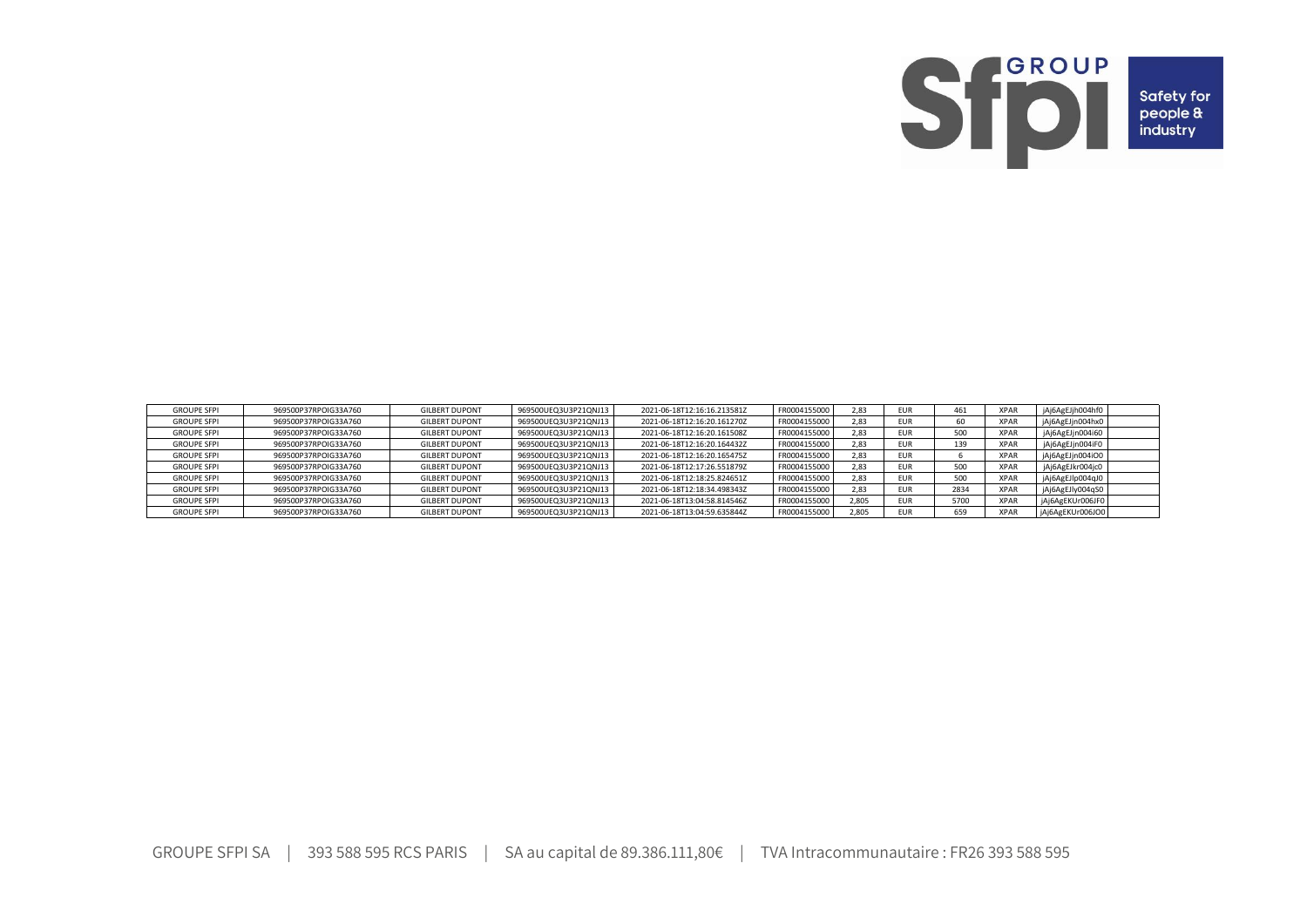| | | | | | | | | | | | |
|---|---|---|---|---|---|---|---|---|---|---|---|
| GROUPE SFPI | 969500P37RPOIG33A760 | GILBERT DUPONT | 969500UEQ3U3P21QNJ13 | 2021-06-18T12:16:16.213581Z | FR0004155000 | 2,83 | EUR | 461 | XPAR | jAj6AgEJjh004hf0 | |
| GROUPE SFPI | 969500P37RPOIG33A760 | GILBERT DUPONT | 969500UEQ3U3P21QNJ13 | 2021-06-18T12:16:20.161270Z | FR0004155000 | 2,83 | EUR | 60 | XPAR | jAj6AgEJjn004hx0 | |
| GROUPE SFPI | 969500P37RPOIG33A760 | GILBERT DUPONT | 969500UEQ3U3P21QNJ13 | 2021-06-18T12:16:20.161508Z | FR0004155000 | 2,83 | EUR | 500 | XPAR | jAj6AgEJjn004i60 | |
| GROUPE SFPI | 969500P37RPOIG33A760 | GILBERT DUPONT | 969500UEQ3U3P21QNJ13 | 2021-06-18T12:16:20.164432Z | FR0004155000 | 2,83 | EUR | 139 | XPAR | jAj6AgEJjn004iF0 | |
| GROUPE SFPI | 969500P37RPOIG33A760 | GILBERT DUPONT | 969500UEQ3U3P21QNJ13 | 2021-06-18T12:16:20.165475Z | FR0004155000 | 2,83 | EUR | 6 | XPAR | jAj6AgEJjn004iO0 | |
| GROUPE SFPI | 969500P37RPOIG33A760 | GILBERT DUPONT | 969500UEQ3U3P21QNJ13 | 2021-06-18T12:17:26.551879Z | FR0004155000 | 2,83 | EUR | 500 | XPAR | jAj6AgEJkr004jc0 | |
| GROUPE SFPI | 969500P37RPOIG33A760 | GILBERT DUPONT | 969500UEQ3U3P21QNJ13 | 2021-06-18T12:18:25.824651Z | FR0004155000 | 2,83 | EUR | 500 | XPAR | jAj6AgEJlp004qJ0 | |
| GROUPE SFPI | 969500P37RPOIG33A760 | GILBERT DUPONT | 969500UEQ3U3P21QNJ13 | 2021-06-18T12:18:34.498343Z | FR0004155000 | 2,83 | EUR | 2834 | XPAR | jAj6AgEJly004qS0 | |
| GROUPE SFPI | 969500P37RPOIG33A760 | GILBERT DUPONT | 969500UEQ3U3P21QNJ13 | 2021-06-18T13:04:58.814546Z | FR0004155000 | 2,805 | EUR | 5700 | XPAR | jAj6AgEKUr006JF0 | |
| GROUPE SFPI | 969500P37RPOIG33A760 | GILBERT DUPONT | 969500UEQ3U3P21QNJ13 | 2021-06-18T13:04:59.635844Z | FR0004155000 | 2,805 | EUR | 659 | XPAR | jAj6AgEKUr006JO0 | |